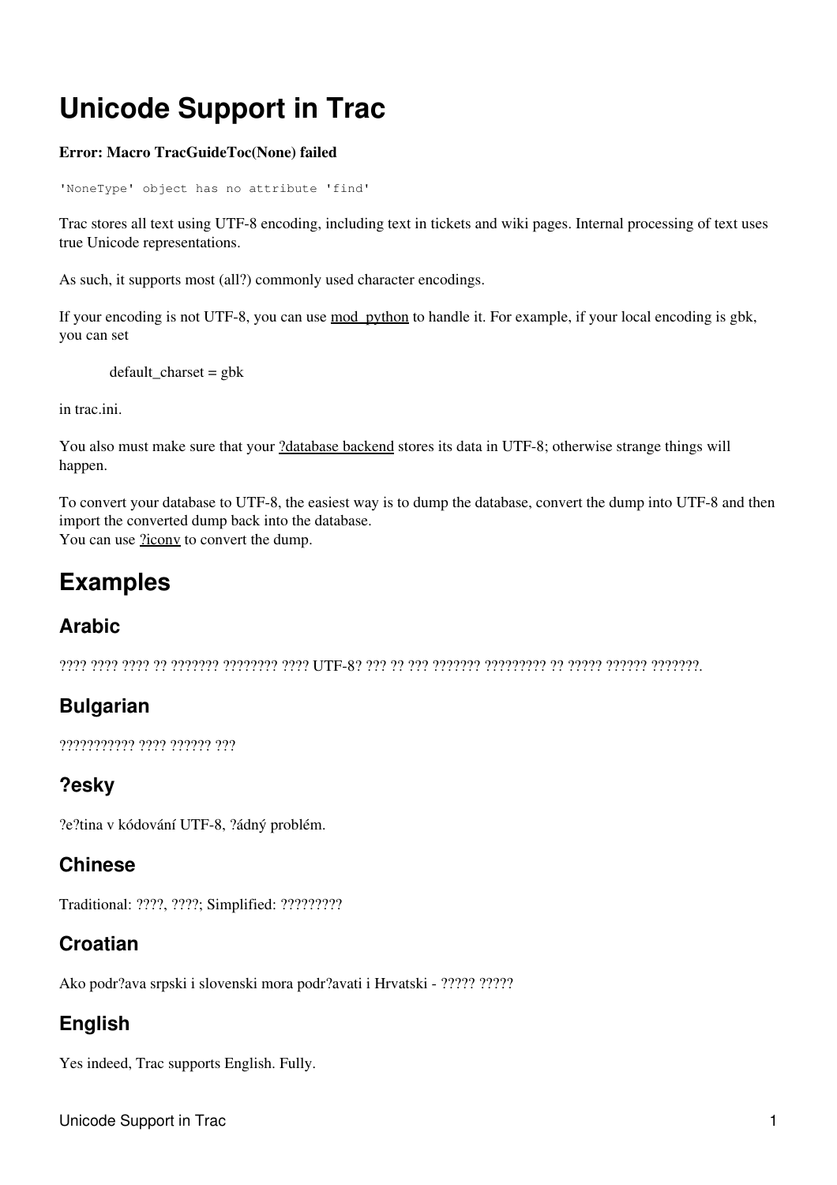# Unicode Support in Trac

**Error: Macro TracGuideToc(None) failed**

```
'NoneType' object has no attribute 'find'
```

Trac stores all text using UTF-8 encoding, including text in tickets and wiki pages. Internal processing of text uses true Unicode representations.

As such, it supports most (all?) commonly used character encodings.

If your encoding is not UTF-8, you can use mod_python to handle it. For example, if your local encoding is gbk, you can set

> default_charset = gbk

in trac.ini.

You also must make sure that your ?database backend stores its data in UTF-8; otherwise strange things will happen.

To convert your database to UTF-8, the easiest way is to dump the database, convert the dump into UTF-8 and then import the converted dump back into the database.
You can use ?iconv to convert the dump.

## Examples

### Arabic

???? ???? ???? ?? ??????? ???????? ???? UTF-8? ??? ?? ??? ??????? ????????? ?? ????? ?????? ???????.

### Bulgarian

??????????? ???? ?????? ???

### ?esky

?e?tina v kódování UTF-8, ?ádný problém.

### Chinese

Traditional: ????, ????; Simplified: ?????????

### Croatian

Ako podr?ava srpski i slovenski mora podr?avati i Hrvatski - ????? ?????

### English

Yes indeed, Trac supports English. Fully.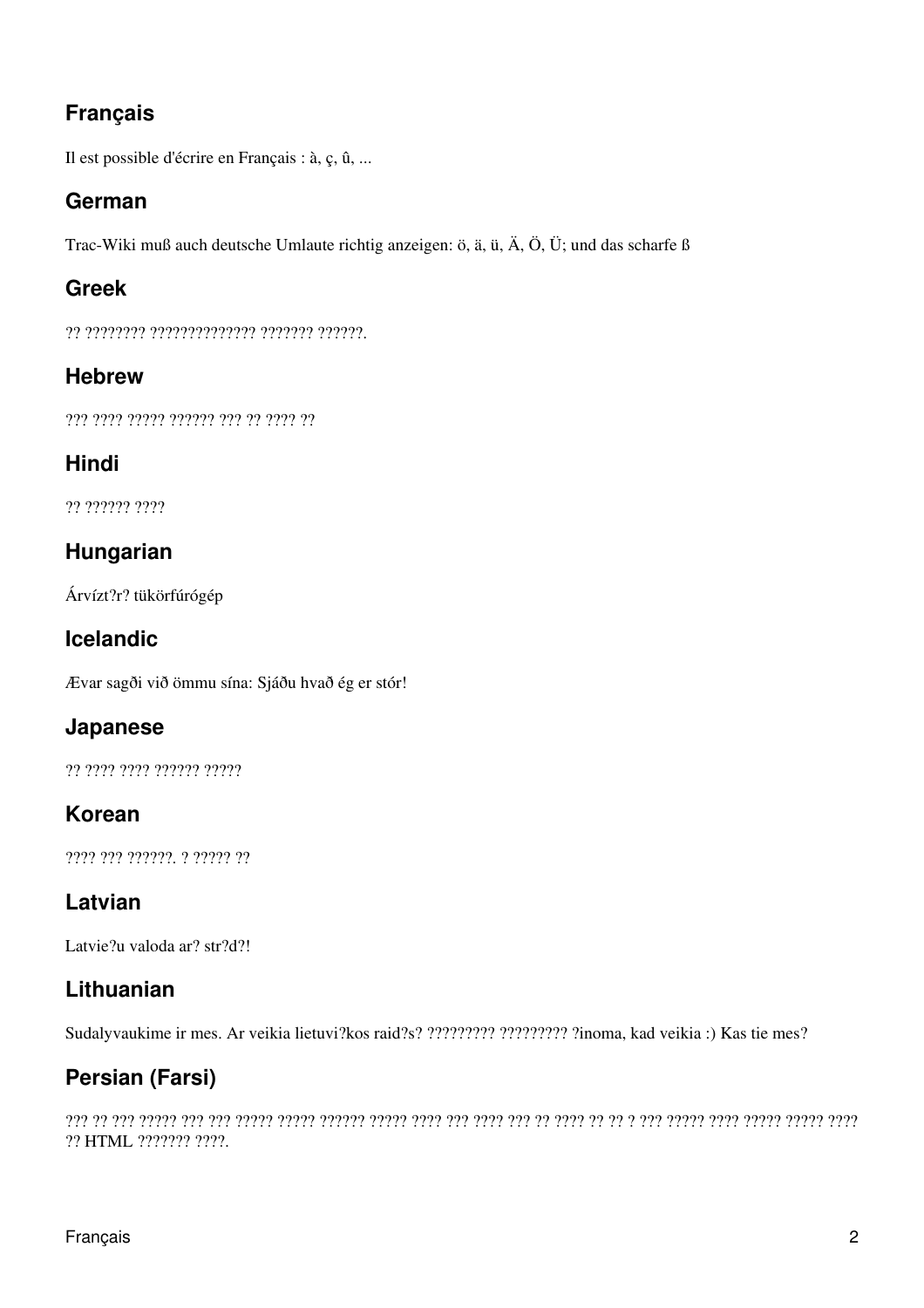## Français

Il est possible d'écrire en Français : à, ç, û, ...

## German

Trac-Wiki muß auch deutsche Umlaute richtig anzeigen: ö, ä, ü, Ä, Ö, Ü; und das scharfe ß

## Greek

?? ???????? ????????????? ??????? ??????.

## Hebrew

??? ???? ????? ?????? ??? ?? ???? ??

## Hindi

?? ?????? ????

## Hungarian

Árvízt?r? tükörfúrógép

## Icelandic

Ævar sagði við ömmu sína: Sjáðu hvað ég er stór!

## Japanese

?? ???? ???? ?????? ?????

## Korean

???? ??? ??????. ? ????? ??

## Latvian

Latvie?u valoda ar? str?d?!

## Lithuanian

Sudalyvaukime ir mes. Ar veikia lietuvi?kos raid?s? ????????? ????????? ?inoma, kad veikia :) Kas tie mes?

## Persian (Farsi)

??? ?? ??? ????? ??? ??? ????? ????? ?????? ????? ???? ??? ???? ??? ?? ???? ?? ?? ? ??? ????? ???? ????? ????? ???? ?? HTML ??????? ????.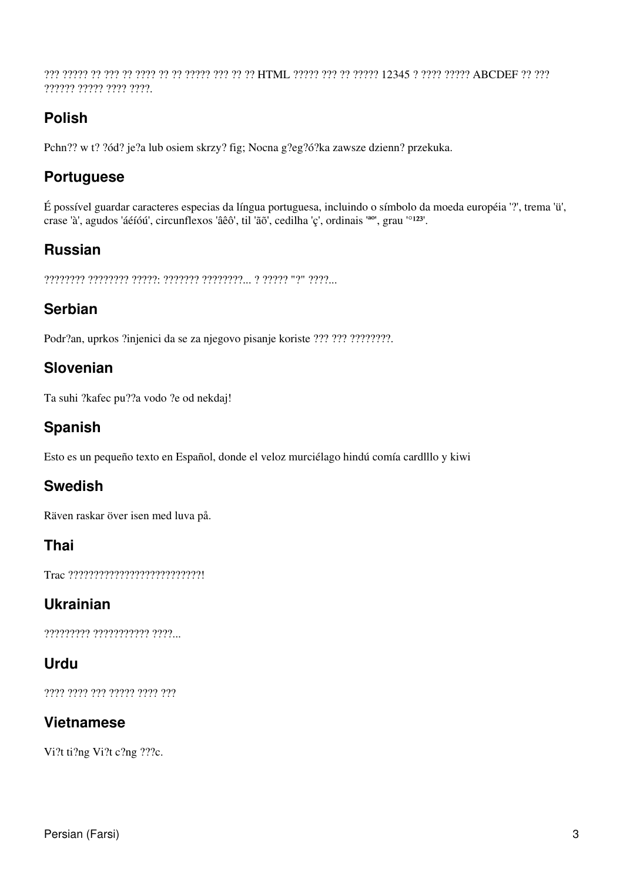??? ????? ?? ??? ?? ???? ?? ?? ????? ??? ?? ?? HTML ????? ??? ?? ????? 12345 ? ???? ????? ABCDEF ?? ??? ?????? ????? ???? ????.

## Polish

Pchn?? w t? ?ód? je?a lub osiem skrzy? fig; Nocna g?eg?ó?ka zawsze dzienn? przekuka.

## Portuguese

É possível guardar caracteres especias da língua portuguesa, incluindo o símbolo da moeda européia '?', trema 'ü', crase 'à', agudos 'áéíóú', circunflexos 'âêô', til 'ãõ', cedilha 'ç', ordinais 'ªº', grau '°¹²³'.

## Russian

???????? ???????? ?????: ??????? ????????... ? ????? "?" ????...

## Serbian

Podr?an, uprkos ?injenici da se za njegovo pisanje koriste ??? ??? ????????.

## Slovenian

Ta suhi ?kafec pu??a vodo ?e od nekdaj!

## Spanish

Esto es un pequeño texto en Español, donde el veloz murciélago hindú comía cardlllo y kiwi

## Swedish

Räven raskar över isen med luva på.

## Thai

Trac ??????????????????????????!

## Ukrainian

????????? ??????????? ????...

## Urdu

???? ???? ??? ????? ???? ???

## Vietnamese

Vi?t ti?ng Vi?t c?ng ???c.